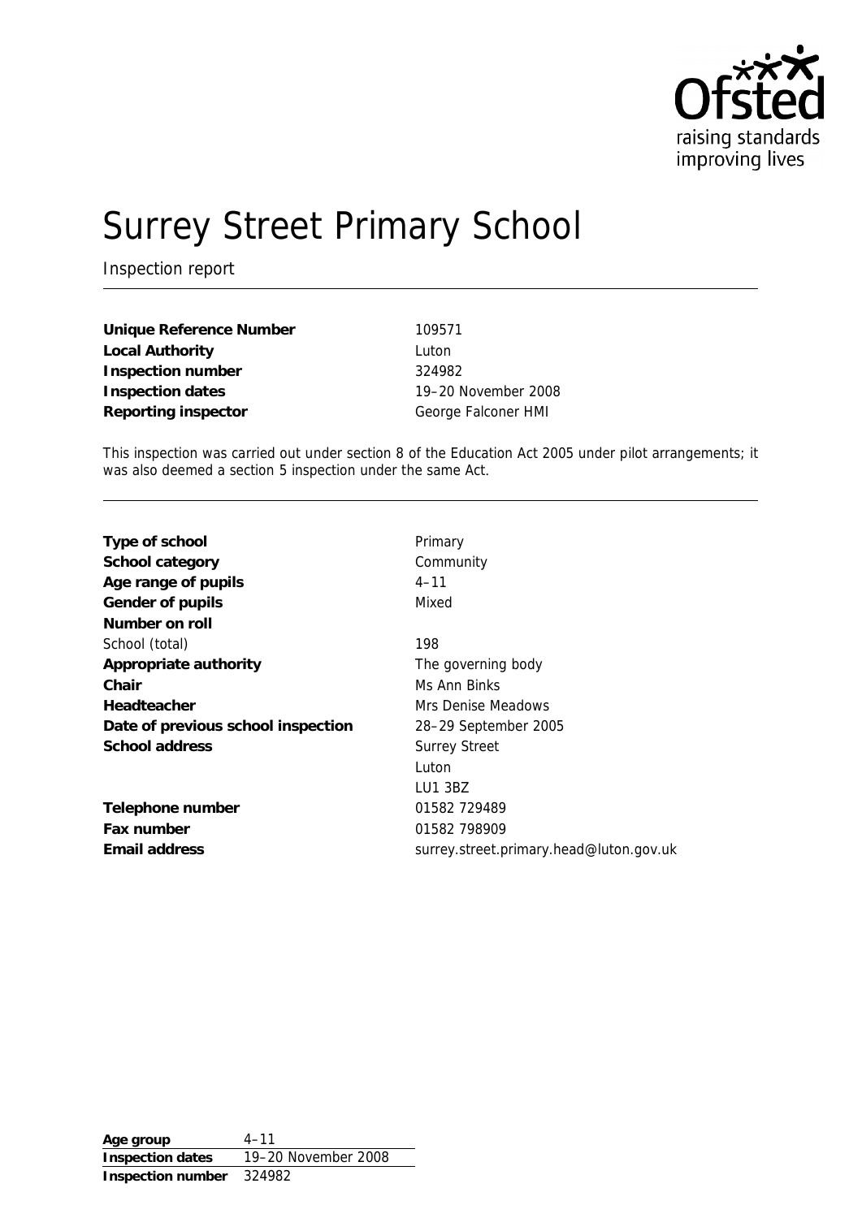# Surrey Street Primary School

Inspection report

| | |
|---|---|
| **Unique Reference Number** | 109571 |
| **Local Authority** | Luton |
| **Inspection number** | 324982 |
| **Inspection dates** | 19–20 November 2008 |
| **Reporting inspector** | George Falconer HMI |

This inspection was carried out under section 8 of the Education Act 2005 under pilot arrangements; it was also deemed a section 5 inspection under the same Act.

| | |
|---|---|
| **Type of school** | Primary |
| **School category** | Community |
| **Age range of pupils** | 4–11 |
| **Gender of pupils** | Mixed |
| **Number on roll** | |
| School (total) | 198 |
| **Appropriate authority** | The governing body |
| **Chair** | Ms Ann Binks |
| **Headteacher** | Mrs Denise Meadows |
| **Date of previous school inspection** | 28–29 September 2005 |
| **School address** | Surrey Street<br>Luton<br>LU1 3BZ |
| **Telephone number** | 01582 729489 |
| **Fax number** | 01582 798909 |
| **Email address** | surrey.street.primary.head@luton.gov.uk |

| | |
|---|---|
| **Age group** | 4–11 |
| **Inspection dates** | 19–20 November 2008 |
| **Inspection number** | 324982 |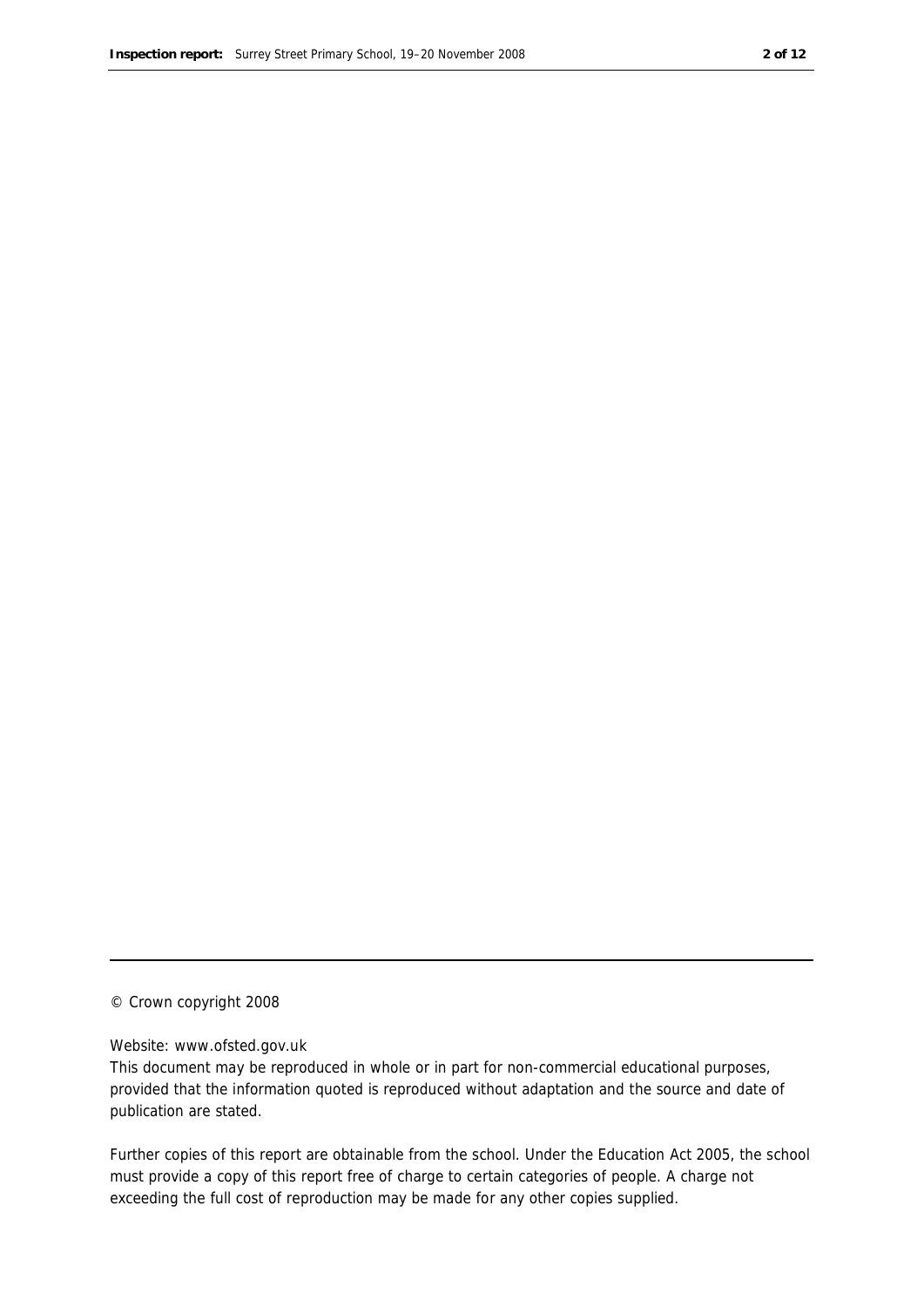© Crown copyright 2008

Website: www.ofsted.gov.uk

This document may be reproduced in whole or in part for non-commercial educational purposes, provided that the information quoted is reproduced without adaptation and the source and date of publication are stated.

Further copies of this report are obtainable from the school. Under the Education Act 2005, the school must provide a copy of this report free of charge to certain categories of people. A charge not exceeding the full cost of reproduction may be made for any other copies supplied.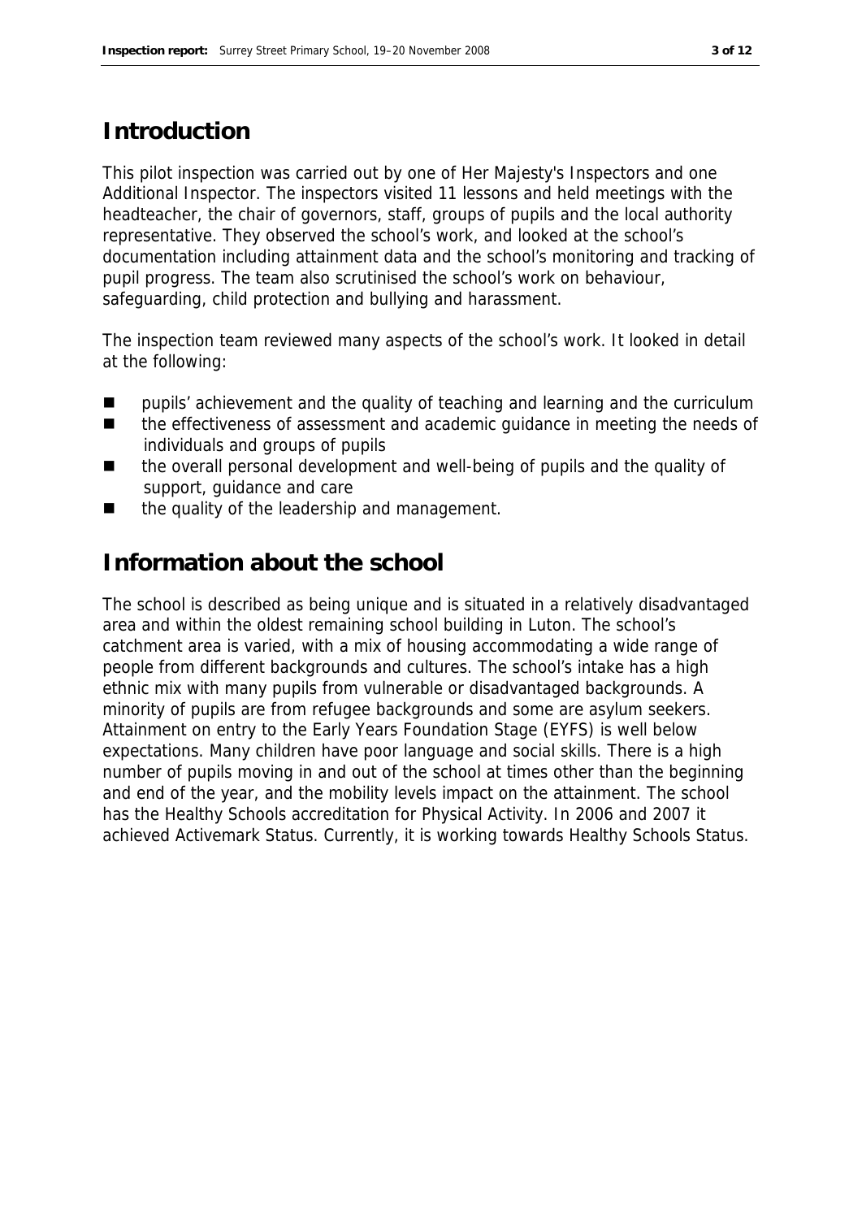## Introduction

This pilot inspection was carried out by one of Her Majesty's Inspectors and one Additional Inspector. The inspectors visited 11 lessons and held meetings with the headteacher, the chair of governors, staff, groups of pupils and the local authority representative. They observed the school's work, and looked at the school's documentation including attainment data and the school's monitoring and tracking of pupil progress. The team also scrutinised the school's work on behaviour, safeguarding, child protection and bullying and harassment.

The inspection team reviewed many aspects of the school's work. It looked in detail at the following:

- pupils' achievement and the quality of teaching and learning and the curriculum
- the effectiveness of assessment and academic guidance in meeting the needs of individuals and groups of pupils
- the overall personal development and well-being of pupils and the quality of support, guidance and care
- the quality of the leadership and management.

## Information about the school

The school is described as being unique and is situated in a relatively disadvantaged area and within the oldest remaining school building in Luton. The school's catchment area is varied, with a mix of housing accommodating a wide range of people from different backgrounds and cultures. The school's intake has a high ethnic mix with many pupils from vulnerable or disadvantaged backgrounds. A minority of pupils are from refugee backgrounds and some are asylum seekers. Attainment on entry to the Early Years Foundation Stage (EYFS) is well below expectations. Many children have poor language and social skills. There is a high number of pupils moving in and out of the school at times other than the beginning and end of the year, and the mobility levels impact on the attainment. The school has the Healthy Schools accreditation for Physical Activity. In 2006 and 2007 it achieved Activemark Status. Currently, it is working towards Healthy Schools Status.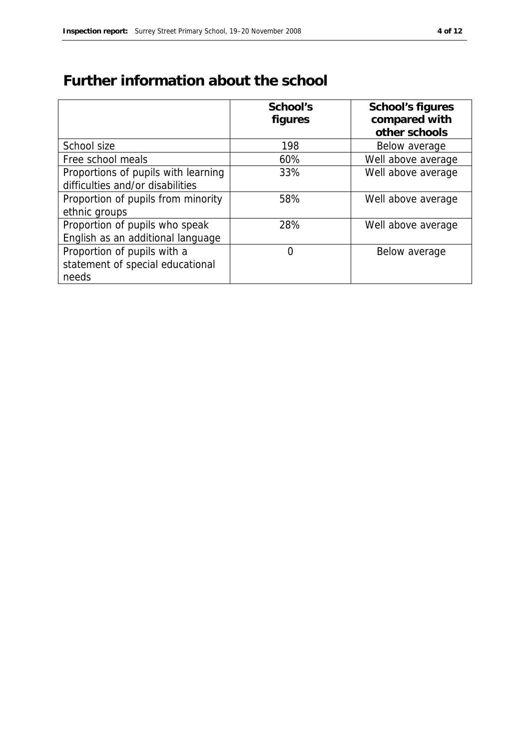# Further information about the school

|  | School's figures | School's figures compared with other schools |
|---|---|---|
| School size | 198 | Below average |
| Free school meals | 60% | Well above average |
| Proportions of pupils with learning difficulties and/or disabilities | 33% | Well above average |
| Proportion of pupils from minority ethnic groups | 58% | Well above average |
| Proportion of pupils who speak English as an additional language | 28% | Well above average |
| Proportion of pupils with a statement of special educational needs | 0 | Below average |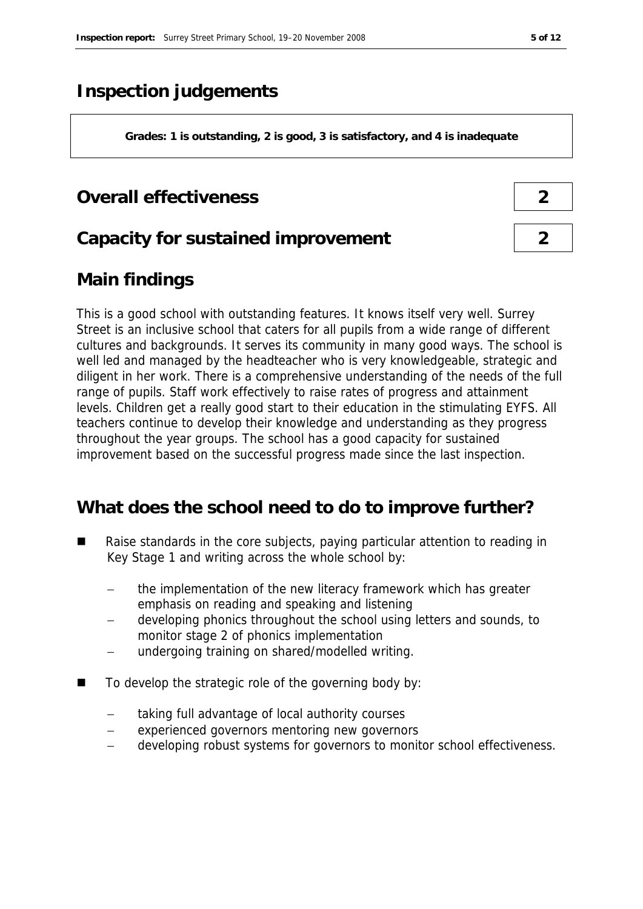# Inspection judgements

**Grades: 1 is outstanding, 2 is good, 3 is satisfactory, and 4 is inadequate**

## Overall effectiveness

**2**

## Capacity for sustained improvement

**2**

## Main findings

This is a good school with outstanding features. It knows itself very well. Surrey Street is an inclusive school that caters for all pupils from a wide range of different cultures and backgrounds. It serves its community in many good ways. The school is well led and managed by the headteacher who is very knowledgeable, strategic and diligent in her work. There is a comprehensive understanding of the needs of the full range of pupils. Staff work effectively to raise rates of progress and attainment levels. Children get a really good start to their education in the stimulating EYFS. All teachers continue to develop their knowledge and understanding as they progress throughout the year groups. The school has a good capacity for sustained improvement based on the successful progress made since the last inspection.

## What does the school need to do to improve further?

- Raise standards in the core subjects, paying particular attention to reading in Key Stage 1 and writing across the whole school by:
  - the implementation of the new literacy framework which has greater emphasis on reading and speaking and listening
  - developing phonics throughout the school using letters and sounds, to monitor stage 2 of phonics implementation
  - undergoing training on shared/modelled writing.
- To develop the strategic role of the governing body by:
  - taking full advantage of local authority courses
  - experienced governors mentoring new governors
  - developing robust systems for governors to monitor school effectiveness.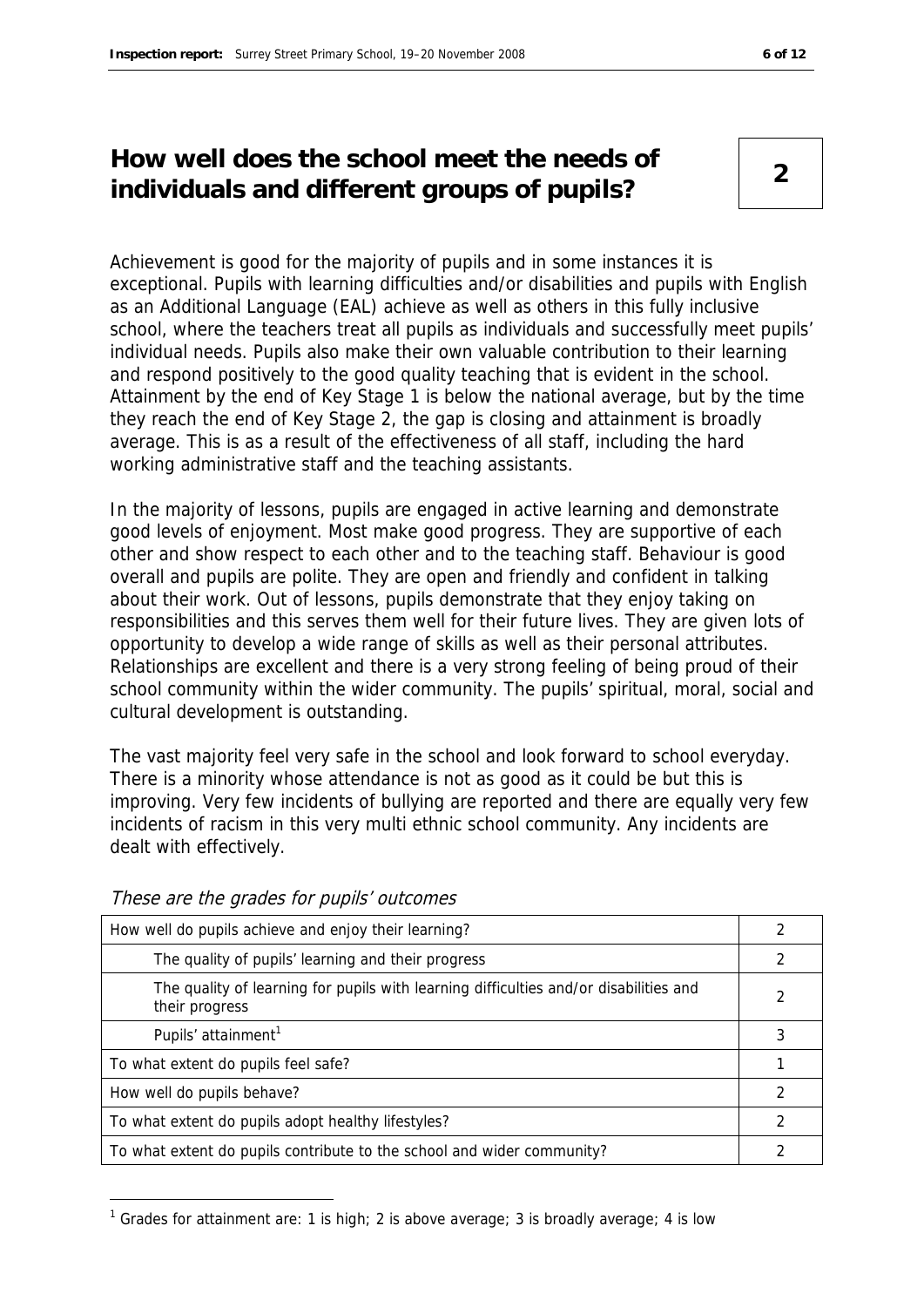## How well does the school meet the needs of individuals and different groups of pupils?

**2**

Achievement is good for the majority of pupils and in some instances it is exceptional. Pupils with learning difficulties and/or disabilities and pupils with English as an Additional Language (EAL) achieve as well as others in this fully inclusive school, where the teachers treat all pupils as individuals and successfully meet pupils' individual needs. Pupils also make their own valuable contribution to their learning and respond positively to the good quality teaching that is evident in the school. Attainment by the end of Key Stage 1 is below the national average, but by the time they reach the end of Key Stage 2, the gap is closing and attainment is broadly average. This is as a result of the effectiveness of all staff, including the hard working administrative staff and the teaching assistants.

In the majority of lessons, pupils are engaged in active learning and demonstrate good levels of enjoyment. Most make good progress. They are supportive of each other and show respect to each other and to the teaching staff. Behaviour is good overall and pupils are polite. They are open and friendly and confident in talking about their work. Out of lessons, pupils demonstrate that they enjoy taking on responsibilities and this serves them well for their future lives. They are given lots of opportunity to develop a wide range of skills as well as their personal attributes. Relationships are excellent and there is a very strong feeling of being proud of their school community within the wider community. The pupils' spiritual, moral, social and cultural development is outstanding.

The vast majority feel very safe in the school and look forward to school everyday. There is a minority whose attendance is not as good as it could be but this is improving. Very few incidents of bullying are reported and there are equally very few incidents of racism in this very multi ethnic school community. Any incidents are dealt with effectively.

*These are the grades for pupils' outcomes*

| | |
|---|---|
| How well do pupils achieve and enjoy their learning? | 2 |
| The quality of pupils' learning and their progress | 2 |
| The quality of learning for pupils with learning difficulties and/or disabilities and their progress | 2 |
| Pupils' attainment[1] | 3 |
| To what extent do pupils feel safe? | 1 |
| How well do pupils behave? | 2 |
| To what extent do pupils adopt healthy lifestyles? | 2 |
| To what extent do pupils contribute to the school and wider community? | 2 |

[1] Grades for attainment are: 1 is high; 2 is above average; 3 is broadly average; 4 is low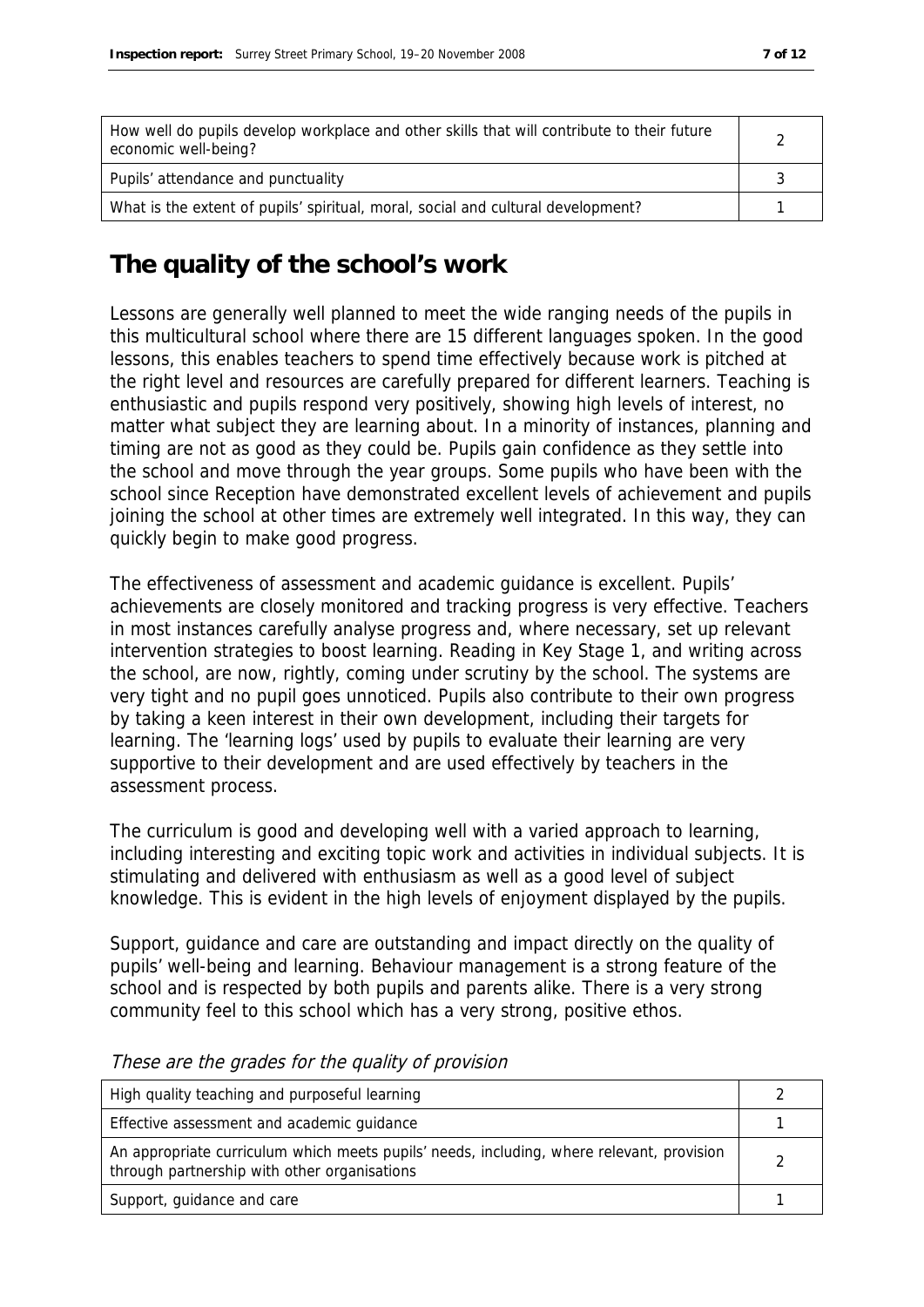| | |
|---|---|
| How well do pupils develop workplace and other skills that will contribute to their future economic well-being? | 2 |
| Pupils' attendance and punctuality | 3 |
| What is the extent of pupils' spiritual, moral, social and cultural development? | 1 |

# The quality of the school's work

Lessons are generally well planned to meet the wide ranging needs of the pupils in this multicultural school where there are 15 different languages spoken. In the good lessons, this enables teachers to spend time effectively because work is pitched at the right level and resources are carefully prepared for different learners. Teaching is enthusiastic and pupils respond very positively, showing high levels of interest, no matter what subject they are learning about. In a minority of instances, planning and timing are not as good as they could be. Pupils gain confidence as they settle into the school and move through the year groups. Some pupils who have been with the school since Reception have demonstrated excellent levels of achievement and pupils joining the school at other times are extremely well integrated. In this way, they can quickly begin to make good progress.

The effectiveness of assessment and academic guidance is excellent. Pupils' achievements are closely monitored and tracking progress is very effective. Teachers in most instances carefully analyse progress and, where necessary, set up relevant intervention strategies to boost learning. Reading in Key Stage 1, and writing across the school, are now, rightly, coming under scrutiny by the school. The systems are very tight and no pupil goes unnoticed. Pupils also contribute to their own progress by taking a keen interest in their own development, including their targets for learning. The 'learning logs' used by pupils to evaluate their learning are very supportive to their development and are used effectively by teachers in the assessment process.

The curriculum is good and developing well with a varied approach to learning, including interesting and exciting topic work and activities in individual subjects. It is stimulating and delivered with enthusiasm as well as a good level of subject knowledge. This is evident in the high levels of enjoyment displayed by the pupils.

Support, guidance and care are outstanding and impact directly on the quality of pupils' well-being and learning. Behaviour management is a strong feature of the school and is respected by both pupils and parents alike. There is a very strong community feel to this school which has a very strong, positive ethos.

*These are the grades for the quality of provision*

| | |
|---|---|
| High quality teaching and purposeful learning | 2 |
| Effective assessment and academic guidance | 1 |
| An appropriate curriculum which meets pupils' needs, including, where relevant, provision through partnership with other organisations | 2 |
| Support, guidance and care | 1 |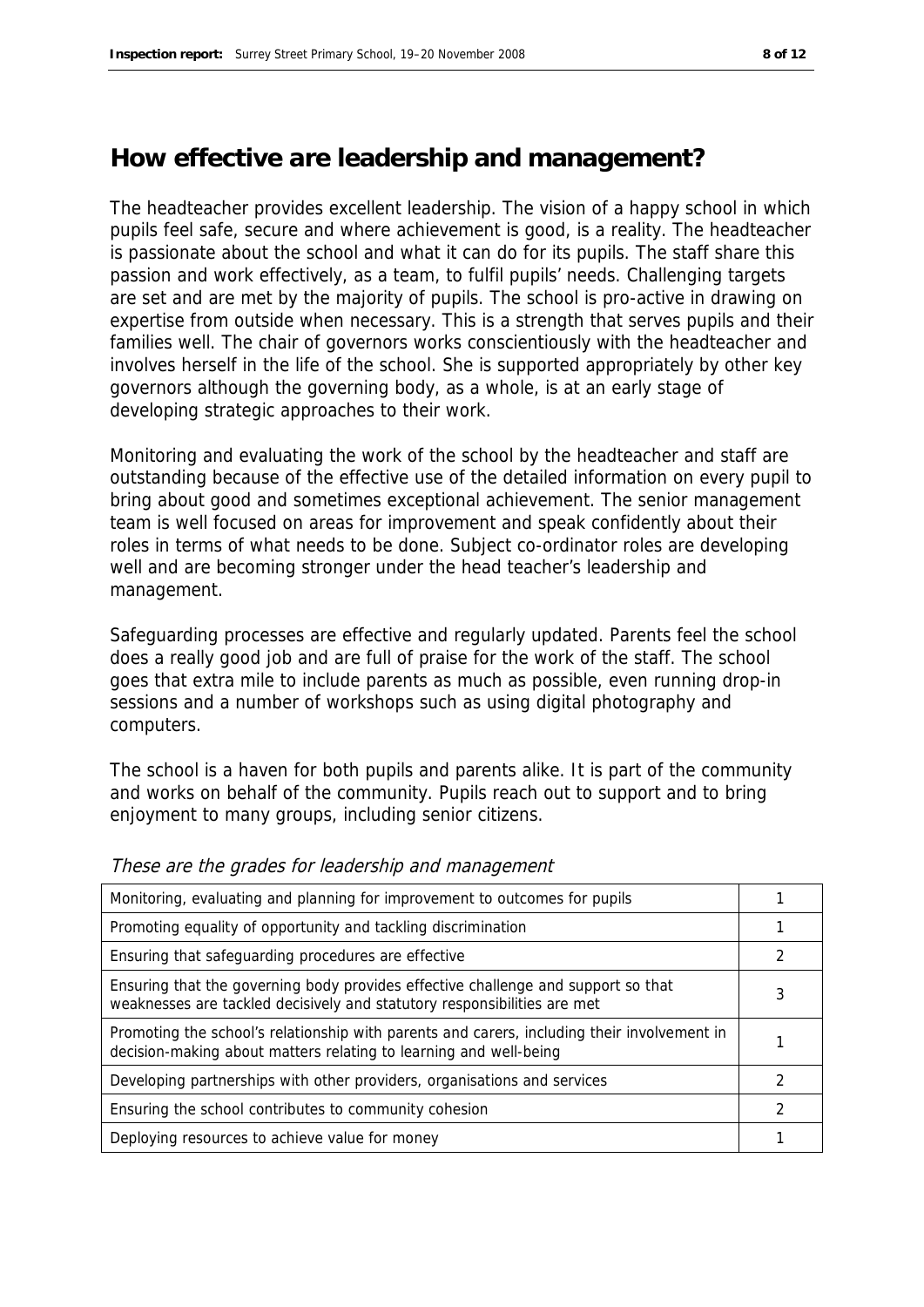## How effective are leadership and management?

The headteacher provides excellent leadership. The vision of a happy school in which pupils feel safe, secure and where achievement is good, is a reality. The headteacher is passionate about the school and what it can do for its pupils. The staff share this passion and work effectively, as a team, to fulfil pupils' needs. Challenging targets are set and are met by the majority of pupils. The school is pro-active in drawing on expertise from outside when necessary. This is a strength that serves pupils and their families well. The chair of governors works conscientiously with the headteacher and involves herself in the life of the school. She is supported appropriately by other key governors although the governing body, as a whole, is at an early stage of developing strategic approaches to their work.

Monitoring and evaluating the work of the school by the headteacher and staff are outstanding because of the effective use of the detailed information on every pupil to bring about good and sometimes exceptional achievement. The senior management team is well focused on areas for improvement and speak confidently about their roles in terms of what needs to be done. Subject co-ordinator roles are developing well and are becoming stronger under the head teacher's leadership and management.

Safeguarding processes are effective and regularly updated. Parents feel the school does a really good job and are full of praise for the work of the staff. The school goes that extra mile to include parents as much as possible, even running drop-in sessions and a number of workshops such as using digital photography and computers.

The school is a haven for both pupils and parents alike. It is part of the community and works on behalf of the community. Pupils reach out to support and to bring enjoyment to many groups, including senior citizens.

*These are the grades for leadership and management*

| | |
|---|---|
| Monitoring, evaluating and planning for improvement to outcomes for pupils | 1 |
| Promoting equality of opportunity and tackling discrimination | 1 |
| Ensuring that safeguarding procedures are effective | 2 |
| Ensuring that the governing body provides effective challenge and support so that weaknesses are tackled decisively and statutory responsibilities are met | 3 |
| Promoting the school's relationship with parents and carers, including their involvement in decision-making about matters relating to learning and well-being | 1 |
| Developing partnerships with other providers, organisations and services | 2 |
| Ensuring the school contributes to community cohesion | 2 |
| Deploying resources to achieve value for money | 1 |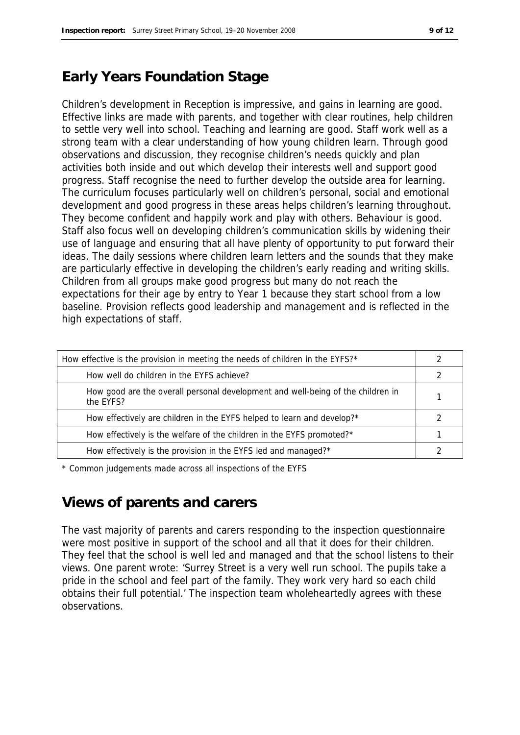## Early Years Foundation Stage

Children's development in Reception is impressive, and gains in learning are good. Effective links are made with parents, and together with clear routines, help children to settle very well into school. Teaching and learning are good. Staff work well as a strong team with a clear understanding of how young children learn. Through good observations and discussion, they recognise children's needs quickly and plan activities both inside and out which develop their interests well and support good progress. Staff recognise the need to further develop the outside area for learning. The curriculum focuses particularly well on children's personal, social and emotional development and good progress in these areas helps children's learning throughout. They become confident and happily work and play with others. Behaviour is good. Staff also focus well on developing children's communication skills by widening their use of language and ensuring that all have plenty of opportunity to put forward their ideas. The daily sessions where children learn letters and the sounds that they make are particularly effective in developing the children's early reading and writing skills. Children from all groups make good progress but many do not reach the expectations for their age by entry to Year 1 because they start school from a low baseline. Provision reflects good leadership and management and is reflected in the high expectations of staff.

| | |
|---|---|
| How effective is the provision in meeting the needs of children in the EYFS?* | 2 |
| How well do children in the EYFS achieve? | 2 |
| How good are the overall personal development and well-being of the children in the EYFS? | 1 |
| How effectively are children in the EYFS helped to learn and develop?* | 2 |
| How effectively is the welfare of the children in the EYFS promoted?* | 1 |
| How effectively is the provision in the EYFS led and managed?* | 2 |

\* Common judgements made across all inspections of the EYFS

## Views of parents and carers

The vast majority of parents and carers responding to the inspection questionnaire were most positive in support of the school and all that it does for their children. They feel that the school is well led and managed and that the school listens to their views. One parent wrote: 'Surrey Street is a very well run school. The pupils take a pride in the school and feel part of the family. They work very hard so each child obtains their full potential.' The inspection team wholeheartedly agrees with these observations.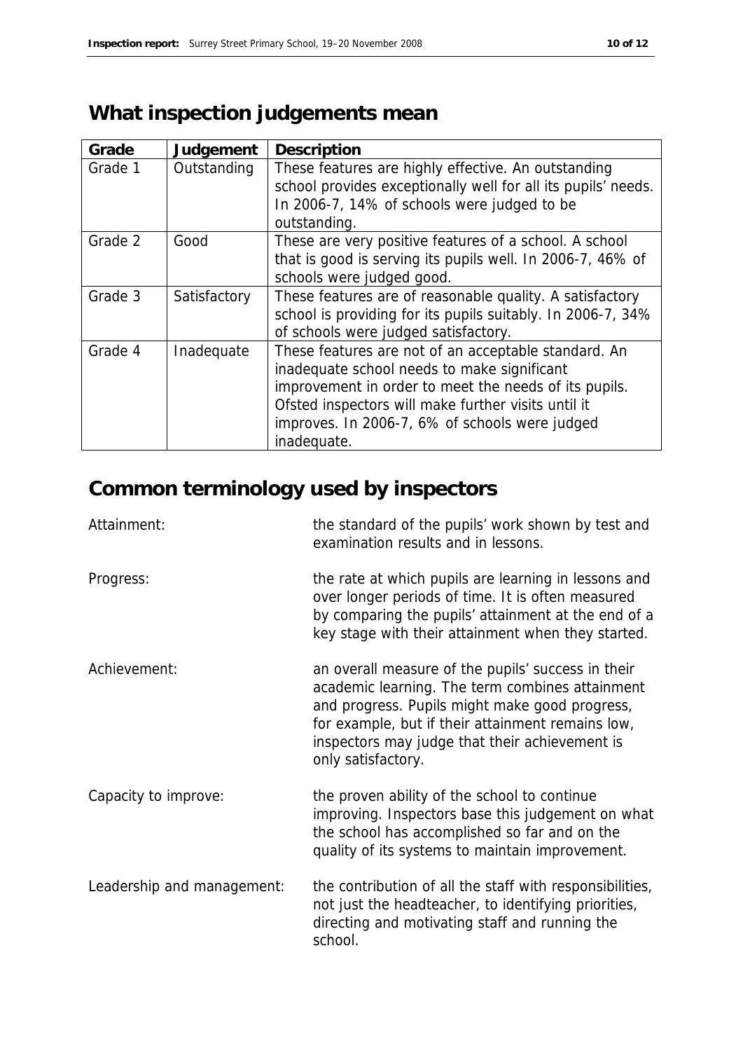## What inspection judgements mean

| Grade | Judgement | Description |
|---|---|---|
| Grade 1 | Outstanding | These features are highly effective. An outstanding school provides exceptionally well for all its pupils' needs. In 2006-7, 14% of schools were judged to be outstanding. |
| Grade 2 | Good | These are very positive features of a school. A school that is good is serving its pupils well. In 2006-7, 46% of schools were judged good. |
| Grade 3 | Satisfactory | These features are of reasonable quality. A satisfactory school is providing for its pupils suitably. In 2006-7, 34% of schools were judged satisfactory. |
| Grade 4 | Inadequate | These features are not of an acceptable standard. An inadequate school needs to make significant improvement in order to meet the needs of its pupils. Ofsted inspectors will make further visits until it improves. In 2006-7, 6% of schools were judged inadequate. |

## Common terminology used by inspectors

Attainment: the standard of the pupils' work shown by test and examination results and in lessons.

Progress: the rate at which pupils are learning in lessons and over longer periods of time. It is often measured by comparing the pupils' attainment at the end of a key stage with their attainment when they started.

Achievement: an overall measure of the pupils' success in their academic learning. The term combines attainment and progress. Pupils might make good progress, for example, but if their attainment remains low, inspectors may judge that their achievement is only satisfactory.

Capacity to improve: the proven ability of the school to continue improving. Inspectors base this judgement on what the school has accomplished so far and on the quality of its systems to maintain improvement.

Leadership and management: the contribution of all the staff with responsibilities, not just the headteacher, to identifying priorities, directing and motivating staff and running the school.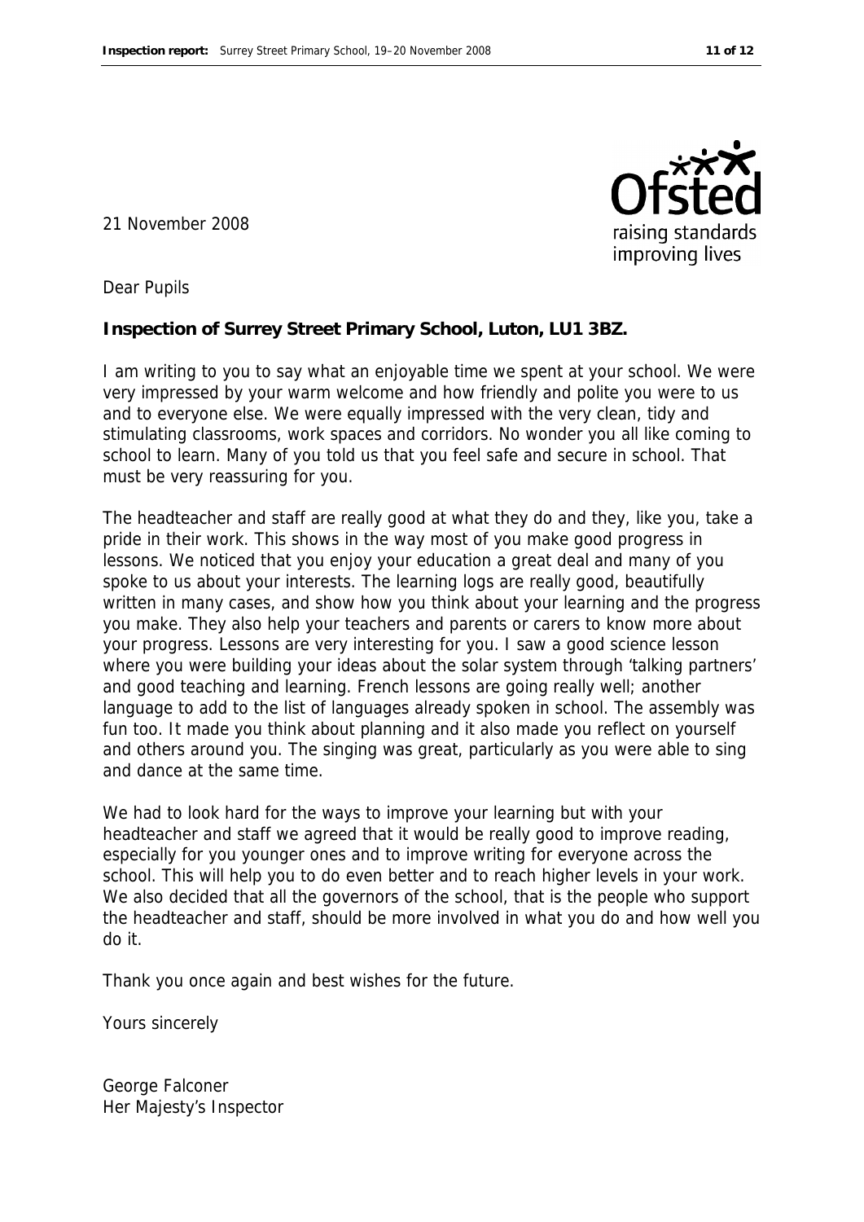21 November 2008

Dear Pupils

**Inspection of Surrey Street Primary School, Luton, LU1 3BZ.**

I am writing to you to say what an enjoyable time we spent at your school. We were very impressed by your warm welcome and how friendly and polite you were to us and to everyone else. We were equally impressed with the very clean, tidy and stimulating classrooms, work spaces and corridors. No wonder you all like coming to school to learn. Many of you told us that you feel safe and secure in school. That must be very reassuring for you.

The headteacher and staff are really good at what they do and they, like you, take a pride in their work. This shows in the way most of you make good progress in lessons. We noticed that you enjoy your education a great deal and many of you spoke to us about your interests. The learning logs are really good, beautifully written in many cases, and show how you think about your learning and the progress you make. They also help your teachers and parents or carers to know more about your progress. Lessons are very interesting for you. I saw a good science lesson where you were building your ideas about the solar system through 'talking partners' and good teaching and learning. French lessons are going really well; another language to add to the list of languages already spoken in school. The assembly was fun too. It made you think about planning and it also made you reflect on yourself and others around you. The singing was great, particularly as you were able to sing and dance at the same time.

We had to look hard for the ways to improve your learning but with your headteacher and staff we agreed that it would be really good to improve reading, especially for you younger ones and to improve writing for everyone across the school. This will help you to do even better and to reach higher levels in your work. We also decided that all the governors of the school, that is the people who support the headteacher and staff, should be more involved in what you do and how well you do it.

Thank you once again and best wishes for the future.

Yours sincerely

George Falconer
Her Majesty's Inspector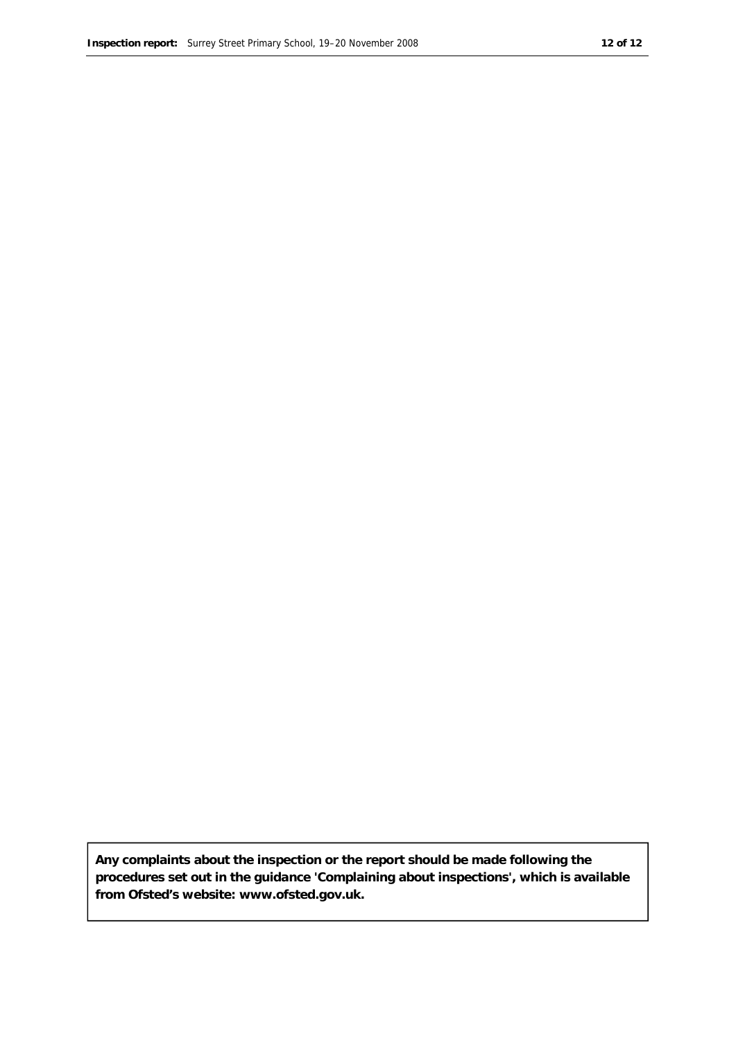**Any complaints about the inspection or the report should be made following the procedures set out in the guidance 'Complaining about inspections', which is available from Ofsted's website: www.ofsted.gov.uk.**